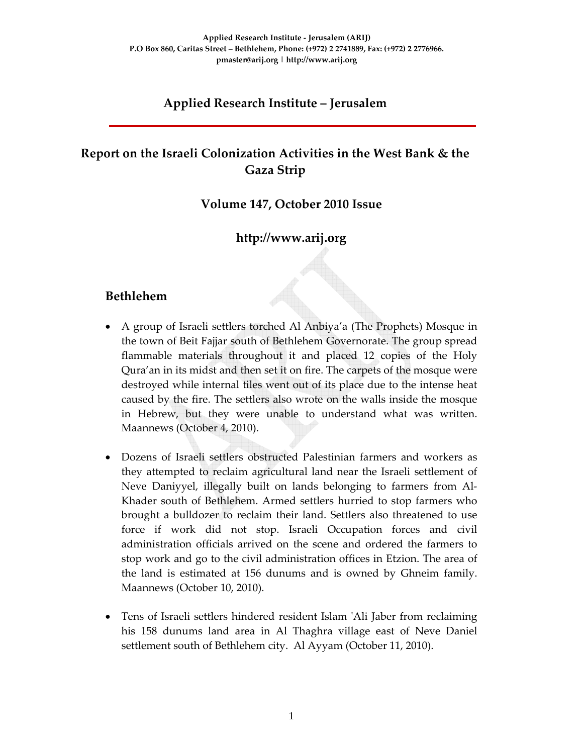**Applied Research Institute - Jerusalem (ARIJ)**
**P.O Box 860, Caritas Street – Bethlehem, Phone: (+972) 2 2741889, Fax: (+972) 2 2776966.**
**pmaster@arij.org | http://www.arij.org**

# Applied Research Institute – Jerusalem

## Report on the Israeli Colonization Activities in the West Bank & the Gaza Strip

### Volume 147, October 2010 Issue

### http://www.arij.org

## Bethlehem

- A group of Israeli settlers torched Al Anbiya'a (The Prophets) Mosque in the town of Beit Fajjar south of Bethlehem Governorate. The group spread flammable materials throughout it and placed 12 copies of the Holy Qura'an in its midst and then set it on fire. The carpets of the mosque were destroyed while internal tiles went out of its place due to the intense heat caused by the fire. The settlers also wrote on the walls inside the mosque in Hebrew, but they were unable to understand what was written. Maannews (October 4, 2010).

- Dozens of Israeli settlers obstructed Palestinian farmers and workers as they attempted to reclaim agricultural land near the Israeli settlement of Neve Daniyyel, illegally built on lands belonging to farmers from Al-Khader south of Bethlehem. Armed settlers hurried to stop farmers who brought a bulldozer to reclaim their land. Settlers also threatened to use force if work did not stop. Israeli Occupation forces and civil administration officials arrived on the scene and ordered the farmers to stop work and go to the civil administration offices in Etzion. The area of the land is estimated at 156 dunums and is owned by Ghneim family. Maannews (October 10, 2010).

- Tens of Israeli settlers hindered resident Islam 'Ali Jaber from reclaiming his 158 dunums land area in Al Thaghra village east of Neve Daniel settlement south of Bethlehem city. Al Ayyam (October 11, 2010).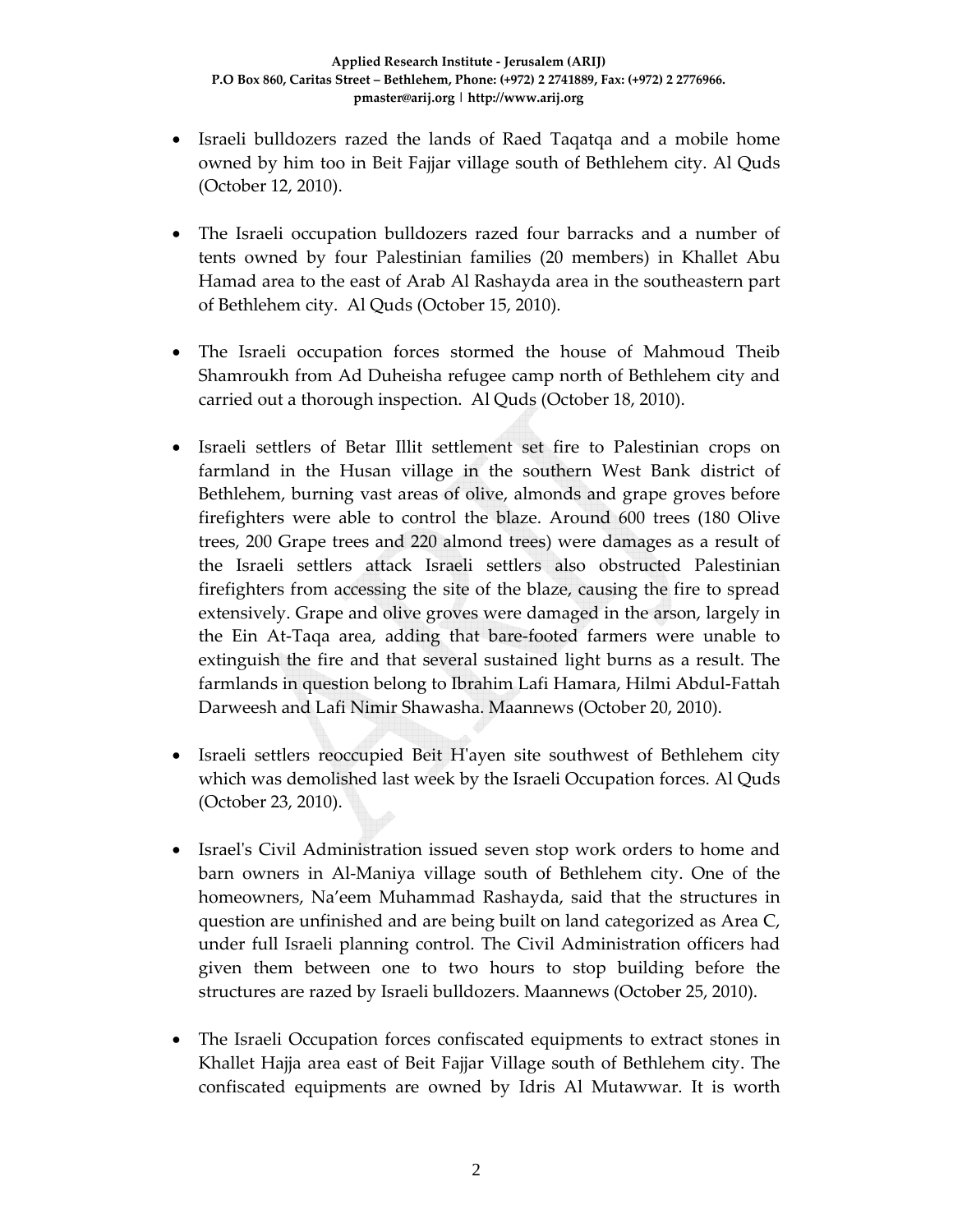- Israeli bulldozers razed the lands of Raed Taqatqa and a mobile home owned by him too in Beit Fajjar village south of Bethlehem city. Al Quds (October 12, 2010).

- The Israeli occupation bulldozers razed four barracks and a number of tents owned by four Palestinian families (20 members) in Khallet Abu Hamad area to the east of Arab Al Rashayda area in the southeastern part of Bethlehem city. Al Quds (October 15, 2010).

- The Israeli occupation forces stormed the house of Mahmoud Theib Shamroukh from Ad Duheisha refugee camp north of Bethlehem city and carried out a thorough inspection. Al Quds (October 18, 2010).

- Israeli settlers of Betar Illit settlement set fire to Palestinian crops on farmland in the Husan village in the southern West Bank district of Bethlehem, burning vast areas of olive, almonds and grape groves before firefighters were able to control the blaze. Around 600 trees (180 Olive trees, 200 Grape trees and 220 almond trees) were damages as a result of the Israeli settlers attack Israeli settlers also obstructed Palestinian firefighters from accessing the site of the blaze, causing the fire to spread extensively. Grape and olive groves were damaged in the arson, largely in the Ein At-Taqa area, adding that bare-footed farmers were unable to extinguish the fire and that several sustained light burns as a result. The farmlands in question belong to Ibrahim Lafi Hamara, Hilmi Abdul-Fattah Darweesh and Lafi Nimir Shawasha. Maannews (October 20, 2010).

- Israeli settlers reoccupied Beit H'ayen site southwest of Bethlehem city which was demolished last week by the Israeli Occupation forces. Al Quds (October 23, 2010).

- Israel's Civil Administration issued seven stop work orders to home and barn owners in Al-Maniya village south of Bethlehem city. One of the homeowners, Na'eem Muhammad Rashayda, said that the structures in question are unfinished and are being built on land categorized as Area C, under full Israeli planning control. The Civil Administration officers had given them between one to two hours to stop building before the structures are razed by Israeli bulldozers. Maannews (October 25, 2010).

- The Israeli Occupation forces confiscated equipments to extract stones in Khallet Hajja area east of Beit Fajjar Village south of Bethlehem city. The confiscated equipments are owned by Idris Al Mutawwar. It is worth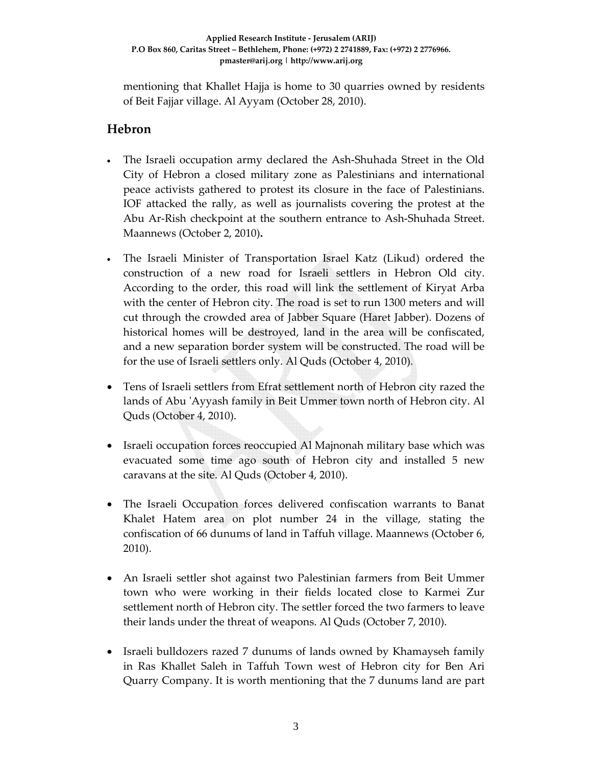mentioning that Khallet Hajja is home to 30 quarries owned by residents of Beit Fajjar village. Al Ayyam (October 28, 2010).

## Hebron

- The Israeli occupation army declared the Ash-Shuhada Street in the Old City of Hebron a closed military zone as Palestinians and international peace activists gathered to protest its closure in the face of Palestinians. IOF attacked the rally, as well as journalists covering the protest at the Abu Ar-Rish checkpoint at the southern entrance to Ash-Shuhada Street. Maannews (October 2, 2010)**.**
- The Israeli Minister of Transportation Israel Katz (Likud) ordered the construction of a new road for Israeli settlers in Hebron Old city. According to the order, this road will link the settlement of Kiryat Arba with the center of Hebron city. The road is set to run 1300 meters and will cut through the crowded area of Jabber Square (Haret Jabber). Dozens of historical homes will be destroyed, land in the area will be confiscated, and a new separation border system will be constructed. The road will be for the use of Israeli settlers only. Al Quds (October 4, 2010).
- Tens of Israeli settlers from Efrat settlement north of Hebron city razed the lands of Abu 'Ayyash family in Beit Ummer town north of Hebron city. Al Quds (October 4, 2010).
- Israeli occupation forces reoccupied Al Majnonah military base which was evacuated some time ago south of Hebron city and installed 5 new caravans at the site. Al Quds (October 4, 2010).
- The Israeli Occupation forces delivered confiscation warrants to Banat Khalet Hatem area on plot number 24 in the village, stating the confiscation of 66 dunums of land in Taffuh village. Maannews (October 6, 2010).
- An Israeli settler shot against two Palestinian farmers from Beit Ummer town who were working in their fields located close to Karmei Zur settlement north of Hebron city. The settler forced the two farmers to leave their lands under the threat of weapons. Al Quds (October 7, 2010).
- Israeli bulldozers razed 7 dunums of lands owned by Khamayseh family in Ras Khallet Saleh in Taffuh Town west of Hebron city for Ben Ari Quarry Company. It is worth mentioning that the 7 dunums land are part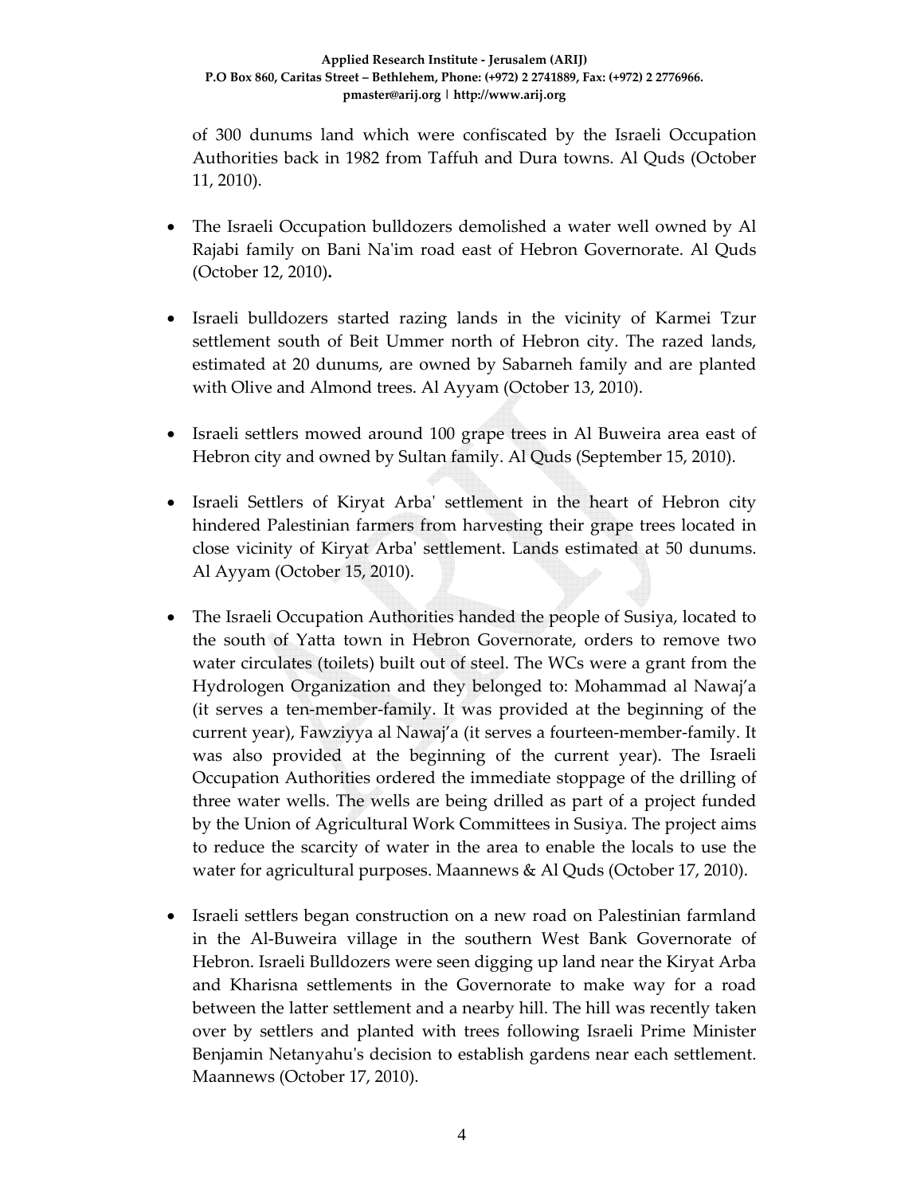of 300 dunums land which were confiscated by the Israeli Occupation Authorities back in 1982 from Taffuh and Dura towns. Al Quds (October 11, 2010).

- The Israeli Occupation bulldozers demolished a water well owned by Al Rajabi family on Bani Na'im road east of Hebron Governorate. Al Quds (October 12, 2010).

- Israeli bulldozers started razing lands in the vicinity of Karmei Tzur settlement south of Beit Ummer north of Hebron city. The razed lands, estimated at 20 dunums, are owned by Sabarneh family and are planted with Olive and Almond trees. Al Ayyam (October 13, 2010).

- Israeli settlers mowed around 100 grape trees in Al Buweira area east of Hebron city and owned by Sultan family. Al Quds (September 15, 2010).

- Israeli Settlers of Kiryat Arba' settlement in the heart of Hebron city hindered Palestinian farmers from harvesting their grape trees located in close vicinity of Kiryat Arba' settlement. Lands estimated at 50 dunums. Al Ayyam (October 15, 2010).

- The Israeli Occupation Authorities handed the people of Susiya, located to the south of Yatta town in Hebron Governorate, orders to remove two water circulates (toilets) built out of steel. The WCs were a grant from the Hydrologen Organization and they belonged to: Mohammad al Nawaj'a (it serves a ten-member-family. It was provided at the beginning of the current year), Fawziyya al Nawaj'a (it serves a fourteen-member-family. It was also provided at the beginning of the current year). The Israeli Occupation Authorities ordered the immediate stoppage of the drilling of three water wells. The wells are being drilled as part of a project funded by the Union of Agricultural Work Committees in Susiya. The project aims to reduce the scarcity of water in the area to enable the locals to use the water for agricultural purposes. Maannews & Al Quds (October 17, 2010).

- Israeli settlers began construction on a new road on Palestinian farmland in the Al-Buweira village in the southern West Bank Governorate of Hebron. Israeli Bulldozers were seen digging up land near the Kiryat Arba and Kharisna settlements in the Governorate to make way for a road between the latter settlement and a nearby hill. The hill was recently taken over by settlers and planted with trees following Israeli Prime Minister Benjamin Netanyahu's decision to establish gardens near each settlement. Maannews (October 17, 2010).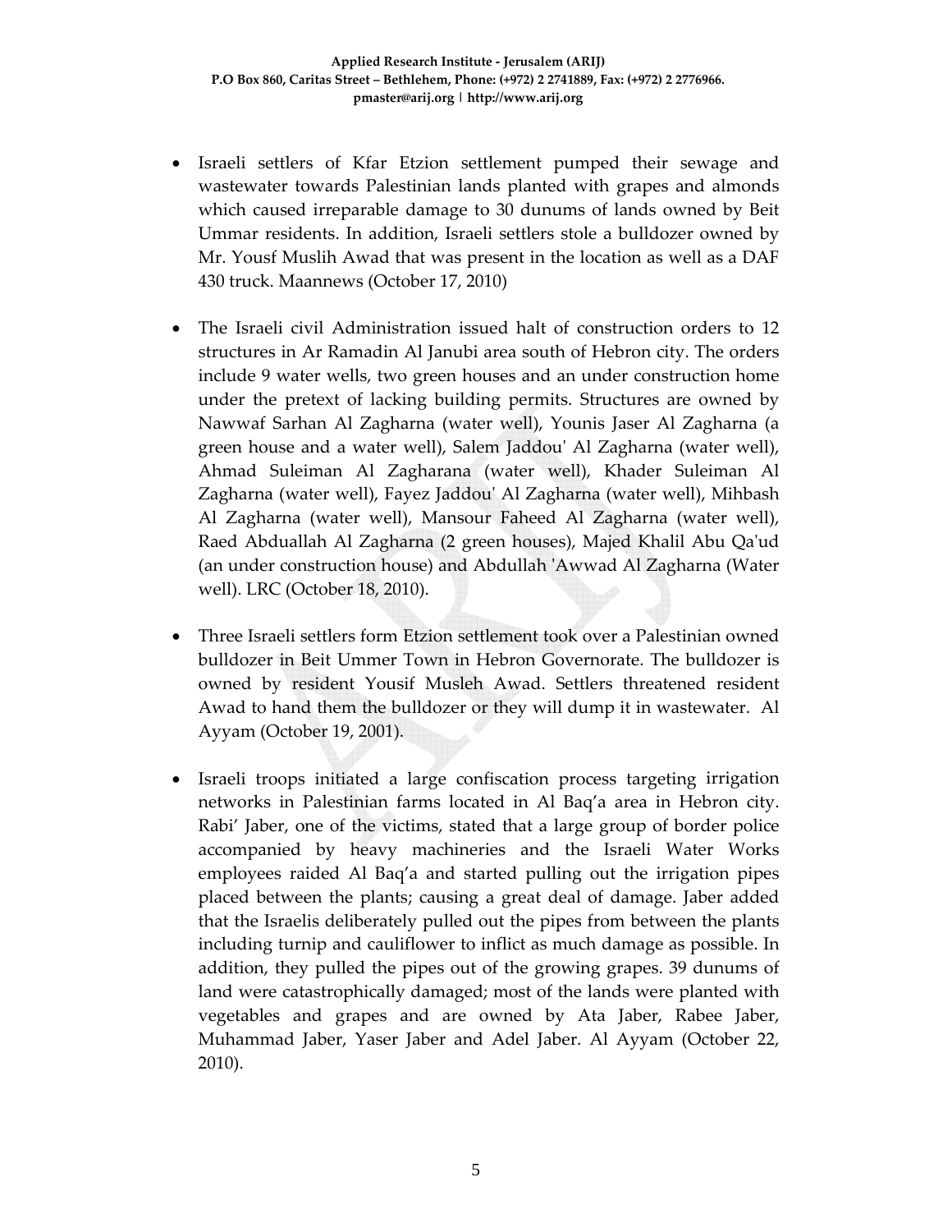- Israeli settlers of Kfar Etzion settlement pumped their sewage and wastewater towards Palestinian lands planted with grapes and almonds which caused irreparable damage to 30 dunums of lands owned by Beit Ummar residents. In addition, Israeli settlers stole a bulldozer owned by Mr. Yousf Muslih Awad that was present in the location as well as a DAF 430 truck. Maannews (October 17, 2010)

- The Israeli civil Administration issued halt of construction orders to 12 structures in Ar Ramadin Al Janubi area south of Hebron city. The orders include 9 water wells, two green houses and an under construction home under the pretext of lacking building permits. Structures are owned by Nawwaf Sarhan Al Zagharna (water well), Younis Jaser Al Zagharna (a green house and a water well), Salem Jaddou' Al Zagharna (water well), Ahmad Suleiman Al Zagharana (water well), Khader Suleiman Al Zagharna (water well), Fayez Jaddou' Al Zagharna (water well), Mihbash Al Zagharna (water well), Mansour Faheed Al Zagharna (water well), Raed Abduallah Al Zagharna (2 green houses), Majed Khalil Abu Qa'ud (an under construction house) and Abdullah 'Awwad Al Zagharna (Water well). LRC (October 18, 2010).

- Three Israeli settlers form Etzion settlement took over a Palestinian owned bulldozer in Beit Ummer Town in Hebron Governorate. The bulldozer is owned by resident Yousif Musleh Awad. Settlers threatened resident Awad to hand them the bulldozer or they will dump it in wastewater. Al Ayyam (October 19, 2001).

- Israeli troops initiated a large confiscation process targeting irrigation networks in Palestinian farms located in Al Baq'a area in Hebron city. Rabi' Jaber, one of the victims, stated that a large group of border police accompanied by heavy machineries and the Israeli Water Works employees raided Al Baq'a and started pulling out the irrigation pipes placed between the plants; causing a great deal of damage. Jaber added that the Israelis deliberately pulled out the pipes from between the plants including turnip and cauliflower to inflict as much damage as possible. In addition, they pulled the pipes out of the growing grapes. 39 dunums of land were catastrophically damaged; most of the lands were planted with vegetables and grapes and are owned by Ata Jaber, Rabee Jaber, Muhammad Jaber, Yaser Jaber and Adel Jaber. Al Ayyam (October 22, 2010).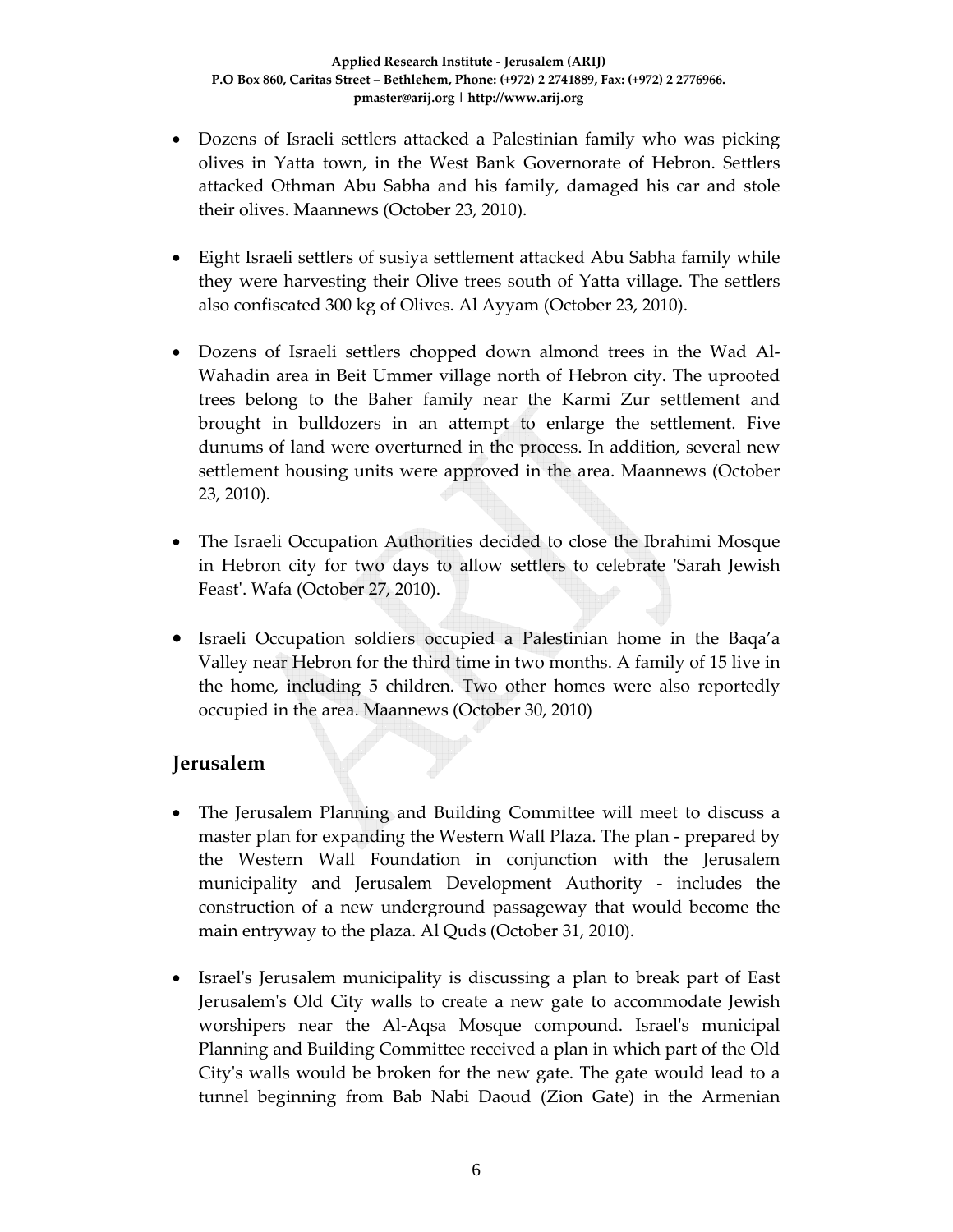- Dozens of Israeli settlers attacked a Palestinian family who was picking olives in Yatta town, in the West Bank Governorate of Hebron. Settlers attacked Othman Abu Sabha and his family, damaged his car and stole their olives. Maannews (October 23, 2010).

- Eight Israeli settlers of susiya settlement attacked Abu Sabha family while they were harvesting their Olive trees south of Yatta village. The settlers also confiscated 300 kg of Olives. Al Ayyam (October 23, 2010).

- Dozens of Israeli settlers chopped down almond trees in the Wad Al-Wahadin area in Beit Ummer village north of Hebron city. The uprooted trees belong to the Baher family near the Karmi Zur settlement and brought in bulldozers in an attempt to enlarge the settlement. Five dunums of land were overturned in the process. In addition, several new settlement housing units were approved in the area. Maannews (October 23, 2010).

- The Israeli Occupation Authorities decided to close the Ibrahimi Mosque in Hebron city for two days to allow settlers to celebrate 'Sarah Jewish Feast'. Wafa (October 27, 2010).

- Israeli Occupation soldiers occupied a Palestinian home in the Baqa'a Valley near Hebron for the third time in two months. A family of 15 live in the home, including 5 children. Two other homes were also reportedly occupied in the area. Maannews (October 30, 2010)

## Jerusalem

- The Jerusalem Planning and Building Committee will meet to discuss a master plan for expanding the Western Wall Plaza. The plan - prepared by the Western Wall Foundation in conjunction with the Jerusalem municipality and Jerusalem Development Authority - includes the construction of a new underground passageway that would become the main entryway to the plaza. Al Quds (October 31, 2010).

- Israel's Jerusalem municipality is discussing a plan to break part of East Jerusalem's Old City walls to create a new gate to accommodate Jewish worshipers near the Al-Aqsa Mosque compound. Israel's municipal Planning and Building Committee received a plan in which part of the Old City's walls would be broken for the new gate. The gate would lead to a tunnel beginning from Bab Nabi Daoud (Zion Gate) in the Armenian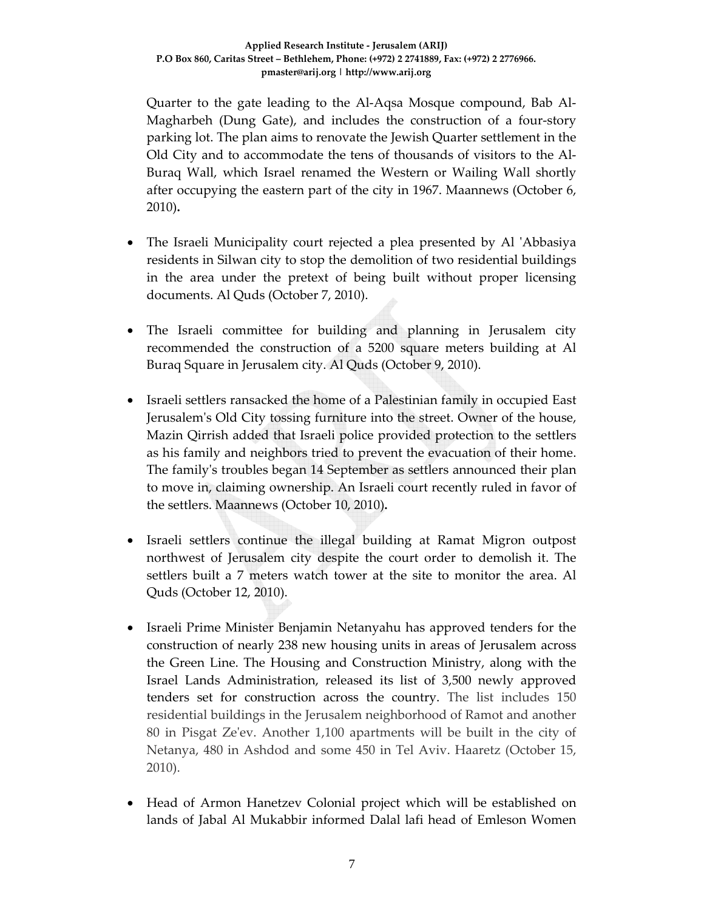Quarter to the gate leading to the Al-Aqsa Mosque compound, Bab Al-Magharbeh (Dung Gate), and includes the construction of a four-story parking lot. The plan aims to renovate the Jewish Quarter settlement in the Old City and to accommodate the tens of thousands of visitors to the Al-Buraq Wall, which Israel renamed the Western or Wailing Wall shortly after occupying the eastern part of the city in 1967. Maannews (October 6, 2010).

- The Israeli Municipality court rejected a plea presented by Al 'Abbasiya residents in Silwan city to stop the demolition of two residential buildings in the area under the pretext of being built without proper licensing documents. Al Quds (October 7, 2010).

- The Israeli committee for building and planning in Jerusalem city recommended the construction of a 5200 square meters building at Al Buraq Square in Jerusalem city. Al Quds (October 9, 2010).

- Israeli settlers ransacked the home of a Palestinian family in occupied East Jerusalem's Old City tossing furniture into the street. Owner of the house, Mazin Qirrish added that Israeli police provided protection to the settlers as his family and neighbors tried to prevent the evacuation of their home. The family's troubles began 14 September as settlers announced their plan to move in, claiming ownership. An Israeli court recently ruled in favor of the settlers. Maannews (October 10, 2010).

- Israeli settlers continue the illegal building at Ramat Migron outpost northwest of Jerusalem city despite the court order to demolish it. The settlers built a 7 meters watch tower at the site to monitor the area. Al Quds (October 12, 2010).

- Israeli Prime Minister Benjamin Netanyahu has approved tenders for the construction of nearly 238 new housing units in areas of Jerusalem across the Green Line. The Housing and Construction Ministry, along with the Israel Lands Administration, released its list of 3,500 newly approved tenders set for construction across the country. The list includes 150 residential buildings in the Jerusalem neighborhood of Ramot and another 80 in Pisgat Ze'ev. Another 1,100 apartments will be built in the city of Netanya, 480 in Ashdod and some 450 in Tel Aviv. Haaretz (October 15, 2010).

- Head of Armon Hanetzev Colonial project which will be established on lands of Jabal Al Mukabbir informed Dalal lafi head of Emleson Women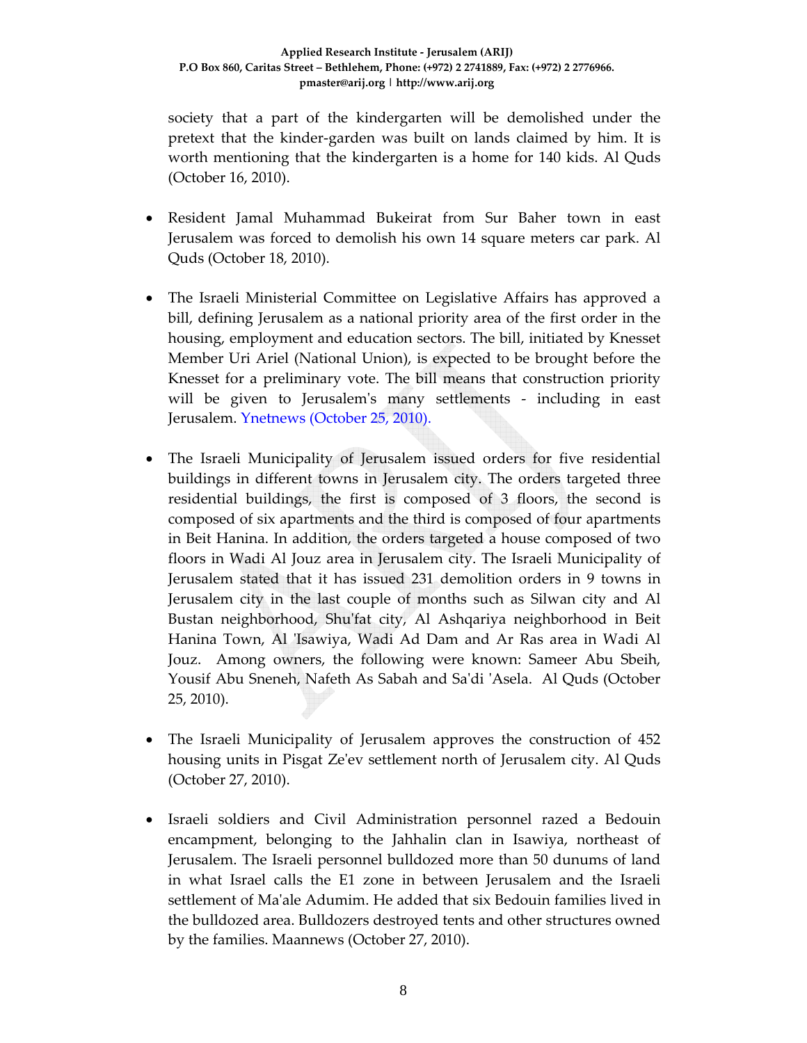society that a part of the kindergarten will be demolished under the pretext that the kinder-garden was built on lands claimed by him. It is worth mentioning that the kindergarten is a home for 140 kids. Al Quds (October 16, 2010).

- Resident Jamal Muhammad Bukeirat from Sur Baher town in east Jerusalem was forced to demolish his own 14 square meters car park. Al Quds (October 18, 2010).

- The Israeli Ministerial Committee on Legislative Affairs has approved a bill, defining Jerusalem as a national priority area of the first order in the housing, employment and education sectors. The bill, initiated by Knesset Member Uri Ariel (National Union), is expected to be brought before the Knesset for a preliminary vote. The bill means that construction priority will be given to Jerusalem's many settlements - including in east Jerusalem. Ynetnews (October 25, 2010).

- The Israeli Municipality of Jerusalem issued orders for five residential buildings in different towns in Jerusalem city. The orders targeted three residential buildings, the first is composed of 3 floors, the second is composed of six apartments and the third is composed of four apartments in Beit Hanina. In addition, the orders targeted a house composed of two floors in Wadi Al Jouz area in Jerusalem city. The Israeli Municipality of Jerusalem stated that it has issued 231 demolition orders in 9 towns in Jerusalem city in the last couple of months such as Silwan city and Al Bustan neighborhood, Shu'fat city, Al Ashqariya neighborhood in Beit Hanina Town, Al 'Isawiya, Wadi Ad Dam and Ar Ras area in Wadi Al Jouz. Among owners, the following were known: Sameer Abu Sbeih, Yousif Abu Sneneh, Nafeth As Sabah and Sa'di 'Asela. Al Quds (October 25, 2010).

- The Israeli Municipality of Jerusalem approves the construction of 452 housing units in Pisgat Ze'ev settlement north of Jerusalem city. Al Quds (October 27, 2010).

- Israeli soldiers and Civil Administration personnel razed a Bedouin encampment, belonging to the Jahhalin clan in Isawiya, northeast of Jerusalem. The Israeli personnel bulldozed more than 50 dunums of land in what Israel calls the E1 zone in between Jerusalem and the Israeli settlement of Ma'ale Adumim. He added that six Bedouin families lived in the bulldozed area. Bulldozers destroyed tents and other structures owned by the families. Maannews (October 27, 2010).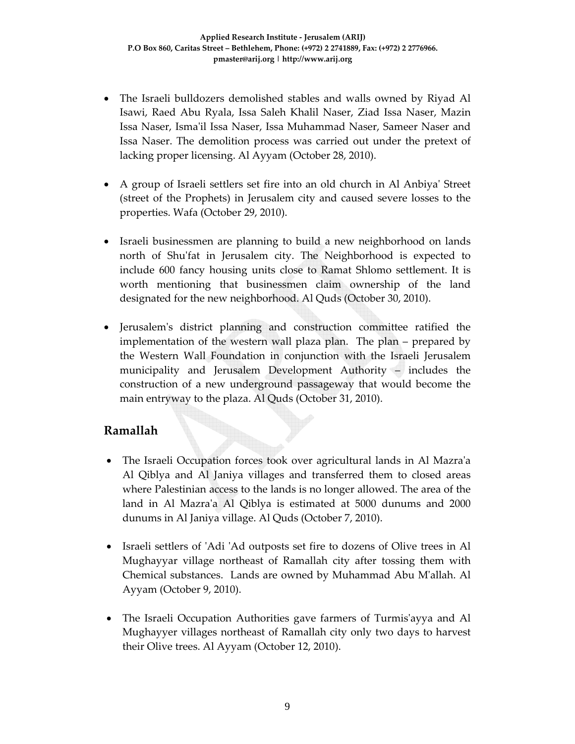- The Israeli bulldozers demolished stables and walls owned by Riyad Al Isawi, Raed Abu Ryala, Issa Saleh Khalil Naser, Ziad Issa Naser, Mazin Issa Naser, Isma'il Issa Naser, Issa Muhammad Naser, Sameer Naser and Issa Naser. The demolition process was carried out under the pretext of lacking proper licensing. Al Ayyam (October 28, 2010).

- A group of Israeli settlers set fire into an old church in Al Anbiya' Street (street of the Prophets) in Jerusalem city and caused severe losses to the properties. Wafa (October 29, 2010).

- Israeli businessmen are planning to build a new neighborhood on lands north of Shu'fat in Jerusalem city. The Neighborhood is expected to include 600 fancy housing units close to Ramat Shlomo settlement. It is worth mentioning that businessmen claim ownership of the land designated for the new neighborhood. Al Quds (October 30, 2010).

- Jerusalem's district planning and construction committee ratified the implementation of the western wall plaza plan. The plan – prepared by the Western Wall Foundation in conjunction with the Israeli Jerusalem municipality and Jerusalem Development Authority – includes the construction of a new underground passageway that would become the main entryway to the plaza. Al Quds (October 31, 2010).

## Ramallah

- The Israeli Occupation forces took over agricultural lands in Al Mazra'a Al Qiblya and Al Janiya villages and transferred them to closed areas where Palestinian access to the lands is no longer allowed. The area of the land in Al Mazra'a Al Qiblya is estimated at 5000 dunums and 2000 dunums in Al Janiya village. Al Quds (October 7, 2010).

- Israeli settlers of 'Adi 'Ad outposts set fire to dozens of Olive trees in Al Mughayyar village northeast of Ramallah city after tossing them with Chemical substances. Lands are owned by Muhammad Abu M'allah. Al Ayyam (October 9, 2010).

- The Israeli Occupation Authorities gave farmers of Turmis'ayya and Al Mughayyer villages northeast of Ramallah city only two days to harvest their Olive trees. Al Ayyam (October 12, 2010).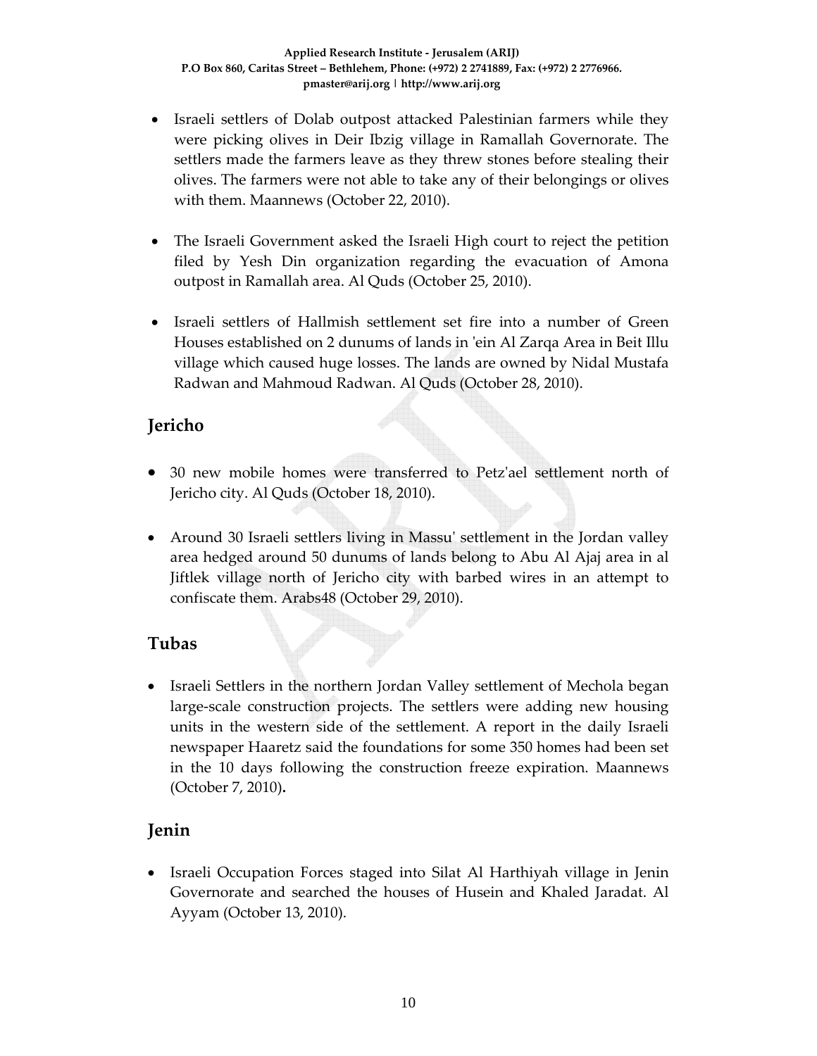- Israeli settlers of Dolab outpost attacked Palestinian farmers while they were picking olives in Deir Ibzig village in Ramallah Governorate. The settlers made the farmers leave as they threw stones before stealing their olives. The farmers were not able to take any of their belongings or olives with them. Maannews (October 22, 2010).

- The Israeli Government asked the Israeli High court to reject the petition filed by Yesh Din organization regarding the evacuation of Amona outpost in Ramallah area. Al Quds (October 25, 2010).

- Israeli settlers of Hallmish settlement set fire into a number of Green Houses established on 2 dunums of lands in 'ein Al Zarqa Area in Beit Illu village which caused huge losses. The lands are owned by Nidal Mustafa Radwan and Mahmoud Radwan. Al Quds (October 28, 2010).

## Jericho

- 30 new mobile homes were transferred to Petz'ael settlement north of Jericho city. Al Quds (October 18, 2010).

- Around 30 Israeli settlers living in Massu' settlement in the Jordan valley area hedged around 50 dunums of lands belong to Abu Al Ajaj area in al Jiftlek village north of Jericho city with barbed wires in an attempt to confiscate them. Arabs48 (October 29, 2010).

## Tubas

- Israeli Settlers in the northern Jordan Valley settlement of Mechola began large-scale construction projects. The settlers were adding new housing units in the western side of the settlement. A report in the daily Israeli newspaper Haaretz said the foundations for some 350 homes had been set in the 10 days following the construction freeze expiration. Maannews (October 7, 2010).

## Jenin

- Israeli Occupation Forces staged into Silat Al Harthiyah village in Jenin Governorate and searched the houses of Husein and Khaled Jaradat. Al Ayyam (October 13, 2010).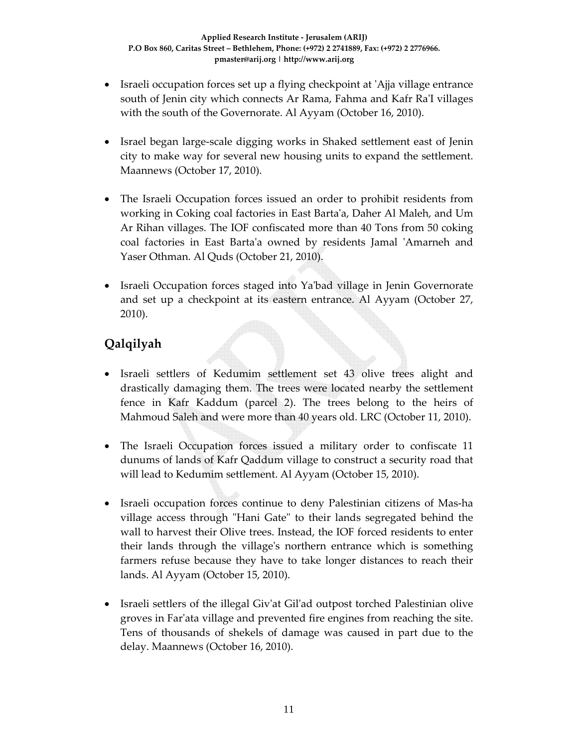- Israeli occupation forces set up a flying checkpoint at 'Ajja village entrance south of Jenin city which connects Ar Rama, Fahma and Kafr Ra'I villages with the south of the Governorate. Al Ayyam (October 16, 2010).

- Israel began large-scale digging works in Shaked settlement east of Jenin city to make way for several new housing units to expand the settlement. Maannews (October 17, 2010).

- The Israeli Occupation forces issued an order to prohibit residents from working in Coking coal factories in East Barta'a, Daher Al Maleh, and Um Ar Rihan villages. The IOF confiscated more than 40 Tons from 50 coking coal factories in East Barta'a owned by residents Jamal 'Amarneh and Yaser Othman. Al Quds (October 21, 2010).

- Israeli Occupation forces staged into Ya'bad village in Jenin Governorate and set up a checkpoint at its eastern entrance. Al Ayyam (October 27, 2010).

## Qalqilyah

- Israeli settlers of Kedumim settlement set 43 olive trees alight and drastically damaging them. The trees were located nearby the settlement fence in Kafr Kaddum (parcel 2). The trees belong to the heirs of Mahmoud Saleh and were more than 40 years old. LRC (October 11, 2010).

- The Israeli Occupation forces issued a military order to confiscate 11 dunums of lands of Kafr Qaddum village to construct a security road that will lead to Kedumim settlement. Al Ayyam (October 15, 2010).

- Israeli occupation forces continue to deny Palestinian citizens of Mas-ha village access through "Hani Gate" to their lands segregated behind the wall to harvest their Olive trees. Instead, the IOF forced residents to enter their lands through the village's northern entrance which is something farmers refuse because they have to take longer distances to reach their lands. Al Ayyam (October 15, 2010).

- Israeli settlers of the illegal Giv'at Gil'ad outpost torched Palestinian olive groves in Far'ata village and prevented fire engines from reaching the site. Tens of thousands of shekels of damage was caused in part due to the delay. Maannews (October 16, 2010).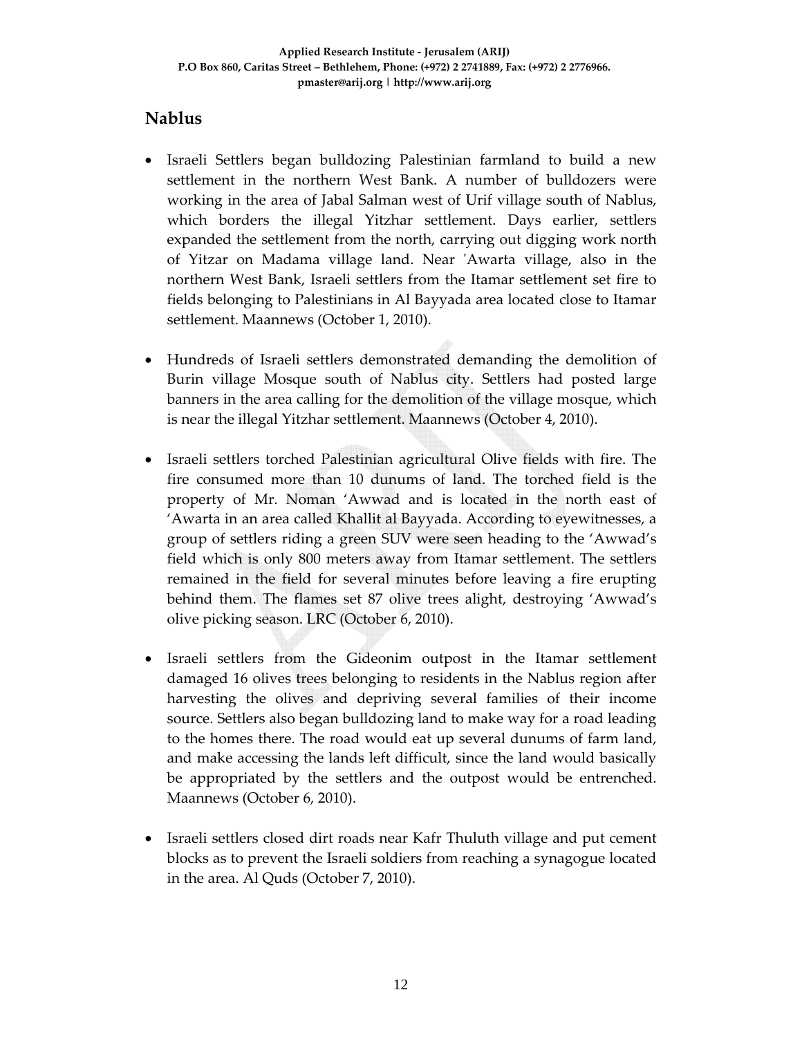## Nablus

- Israeli Settlers began bulldozing Palestinian farmland to build a new settlement in the northern West Bank. A number of bulldozers were working in the area of Jabal Salman west of Urif village south of Nablus, which borders the illegal Yitzhar settlement. Days earlier, settlers expanded the settlement from the north, carrying out digging work north of Yitzar on Madama village land. Near 'Awarta village, also in the northern West Bank, Israeli settlers from the Itamar settlement set fire to fields belonging to Palestinians in Al Bayyada area located close to Itamar settlement. Maannews (October 1, 2010).

- Hundreds of Israeli settlers demonstrated demanding the demolition of Burin village Mosque south of Nablus city. Settlers had posted large banners in the area calling for the demolition of the village mosque, which is near the illegal Yitzhar settlement. Maannews (October 4, 2010).

- Israeli settlers torched Palestinian agricultural Olive fields with fire. The fire consumed more than 10 dunums of land. The torched field is the property of Mr. Noman 'Awwad and is located in the north east of 'Awarta in an area called Khallit al Bayyada. According to eyewitnesses, a group of settlers riding a green SUV were seen heading to the 'Awwad's field which is only 800 meters away from Itamar settlement. The settlers remained in the field for several minutes before leaving a fire erupting behind them. The flames set 87 olive trees alight, destroying 'Awwad's olive picking season. LRC (October 6, 2010).

- Israeli settlers from the Gideonim outpost in the Itamar settlement damaged 16 olives trees belonging to residents in the Nablus region after harvesting the olives and depriving several families of their income source. Settlers also began bulldozing land to make way for a road leading to the homes there. The road would eat up several dunums of farm land, and make accessing the lands left difficult, since the land would basically be appropriated by the settlers and the outpost would be entrenched. Maannews (October 6, 2010).

- Israeli settlers closed dirt roads near Kafr Thuluth village and put cement blocks as to prevent the Israeli soldiers from reaching a synagogue located in the area. Al Quds (October 7, 2010).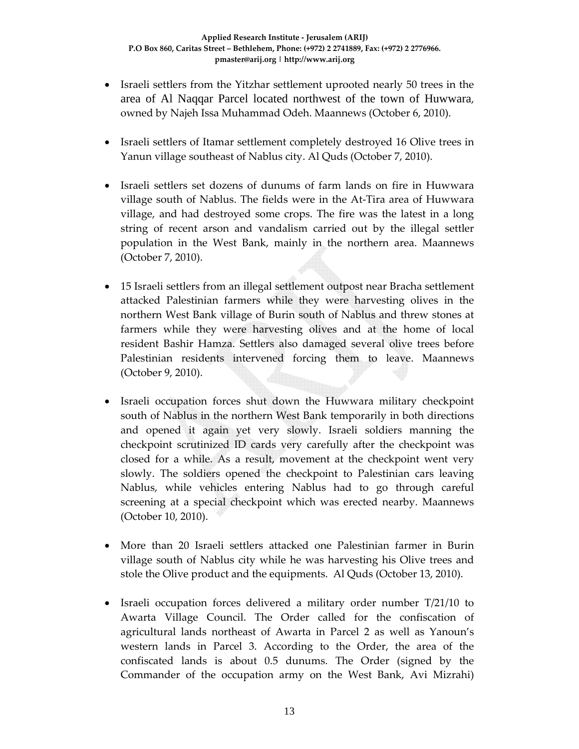- Israeli settlers from the Yitzhar settlement uprooted nearly 50 trees in the area of Al Naqqar Parcel located northwest of the town of Huwwara, owned by Najeh Issa Muhammad Odeh. Maannews (October 6, 2010).

- Israeli settlers of Itamar settlement completely destroyed 16 Olive trees in Yanun village southeast of Nablus city. Al Quds (October 7, 2010).

- Israeli settlers set dozens of dunums of farm lands on fire in Huwwara village south of Nablus. The fields were in the At-Tira area of Huwwara village, and had destroyed some crops. The fire was the latest in a long string of recent arson and vandalism carried out by the illegal settler population in the West Bank, mainly in the northern area. Maannews (October 7, 2010).

- 15 Israeli settlers from an illegal settlement outpost near Bracha settlement attacked Palestinian farmers while they were harvesting olives in the northern West Bank village of Burin south of Nablus and threw stones at farmers while they were harvesting olives and at the home of local resident Bashir Hamza. Settlers also damaged several olive trees before Palestinian residents intervened forcing them to leave. Maannews (October 9, 2010).

- Israeli occupation forces shut down the Huwwara military checkpoint south of Nablus in the northern West Bank temporarily in both directions and opened it again yet very slowly. Israeli soldiers manning the checkpoint scrutinized ID cards very carefully after the checkpoint was closed for a while. As a result, movement at the checkpoint went very slowly. The soldiers opened the checkpoint to Palestinian cars leaving Nablus, while vehicles entering Nablus had to go through careful screening at a special checkpoint which was erected nearby. Maannews (October 10, 2010).

- More than 20 Israeli settlers attacked one Palestinian farmer in Burin village south of Nablus city while he was harvesting his Olive trees and stole the Olive product and the equipments. Al Quds (October 13, 2010).

- Israeli occupation forces delivered a military order number T/21/10 to Awarta Village Council. The Order called for the confiscation of agricultural lands northeast of Awarta in Parcel 2 as well as Yanoun's western lands in Parcel 3. According to the Order, the area of the confiscated lands is about 0.5 dunums. The Order (signed by the Commander of the occupation army on the West Bank, Avi Mizrahi)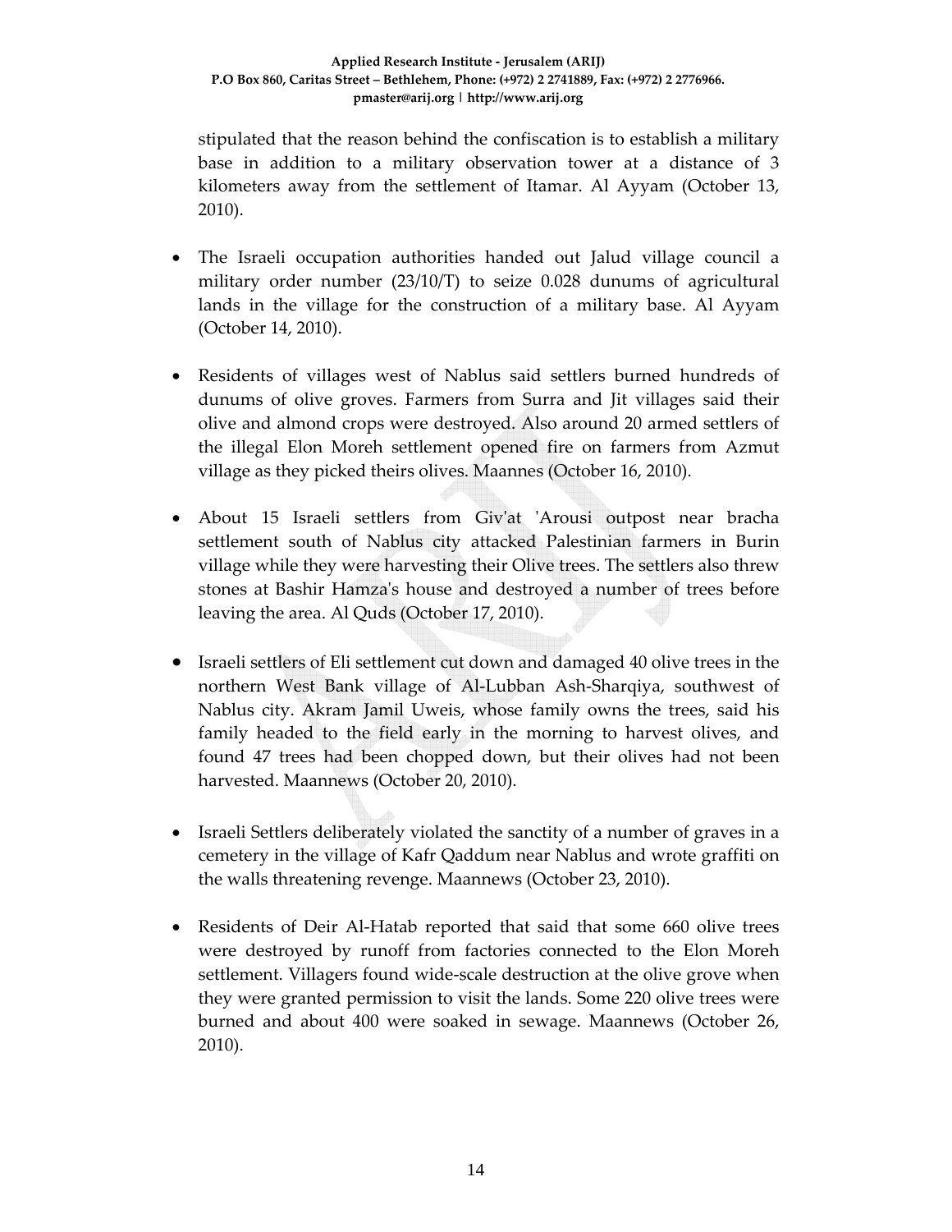stipulated that the reason behind the confiscation is to establish a military base in addition to a military observation tower at a distance of 3 kilometers away from the settlement of Itamar. Al Ayyam (October 13, 2010).

- The Israeli occupation authorities handed out Jalud village council a military order number (23/10/T) to seize 0.028 dunums of agricultural lands in the village for the construction of a military base. Al Ayyam (October 14, 2010).

- Residents of villages west of Nablus said settlers burned hundreds of dunums of olive groves. Farmers from Surra and Jit villages said their olive and almond crops were destroyed. Also around 20 armed settlers of the illegal Elon Moreh settlement opened fire on farmers from Azmut village as they picked theirs olives. Maannes (October 16, 2010).

- About 15 Israeli settlers from Giv'at 'Arousi outpost near bracha settlement south of Nablus city attacked Palestinian farmers in Burin village while they were harvesting their Olive trees. The settlers also threw stones at Bashir Hamza's house and destroyed a number of trees before leaving the area. Al Quds (October 17, 2010).

- Israeli settlers of Eli settlement cut down and damaged 40 olive trees in the northern West Bank village of Al-Lubban Ash-Sharqiya, southwest of Nablus city. Akram Jamil Uweis, whose family owns the trees, said his family headed to the field early in the morning to harvest olives, and found 47 trees had been chopped down, but their olives had not been harvested. Maannews (October 20, 2010).

- Israeli Settlers deliberately violated the sanctity of a number of graves in a cemetery in the village of Kafr Qaddum near Nablus and wrote graffiti on the walls threatening revenge. Maannews (October 23, 2010).

- Residents of Deir Al-Hatab reported that said that some 660 olive trees were destroyed by runoff from factories connected to the Elon Moreh settlement. Villagers found wide-scale destruction at the olive grove when they were granted permission to visit the lands. Some 220 olive trees were burned and about 400 were soaked in sewage. Maannews (October 26, 2010).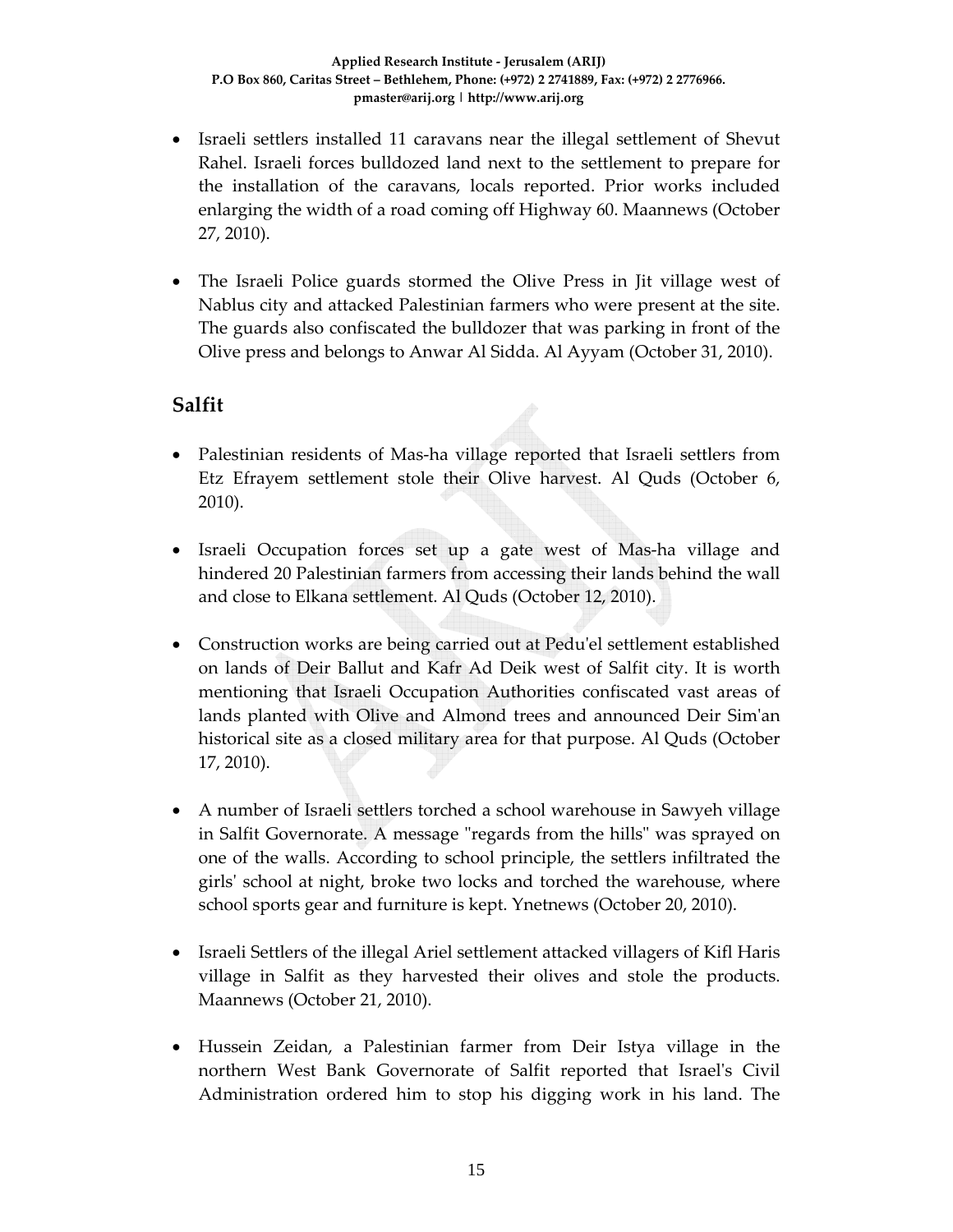- Israeli settlers installed 11 caravans near the illegal settlement of Shevut Rahel. Israeli forces bulldozed land next to the settlement to prepare for the installation of the caravans, locals reported. Prior works included enlarging the width of a road coming off Highway 60. Maannews (October 27, 2010).

- The Israeli Police guards stormed the Olive Press in Jit village west of Nablus city and attacked Palestinian farmers who were present at the site. The guards also confiscated the bulldozer that was parking in front of the Olive press and belongs to Anwar Al Sidda. Al Ayyam (October 31, 2010).

## Salfit

- Palestinian residents of Mas-ha village reported that Israeli settlers from Etz Efrayem settlement stole their Olive harvest. Al Quds (October 6, 2010).

- Israeli Occupation forces set up a gate west of Mas-ha village and hindered 20 Palestinian farmers from accessing their lands behind the wall and close to Elkana settlement. Al Quds (October 12, 2010).

- Construction works are being carried out at Pedu'el settlement established on lands of Deir Ballut and Kafr Ad Deik west of Salfit city. It is worth mentioning that Israeli Occupation Authorities confiscated vast areas of lands planted with Olive and Almond trees and announced Deir Sim'an historical site as a closed military area for that purpose. Al Quds (October 17, 2010).

- A number of Israeli settlers torched a school warehouse in Sawyeh village in Salfit Governorate. A message "regards from the hills" was sprayed on one of the walls. According to school principle, the settlers infiltrated the girls' school at night, broke two locks and torched the warehouse, where school sports gear and furniture is kept. Ynetnews (October 20, 2010).

- Israeli Settlers of the illegal Ariel settlement attacked villagers of Kifl Haris village in Salfit as they harvested their olives and stole the products. Maannews (October 21, 2010).

- Hussein Zeidan, a Palestinian farmer from Deir Istya village in the northern West Bank Governorate of Salfit reported that Israel's Civil Administration ordered him to stop his digging work in his land. The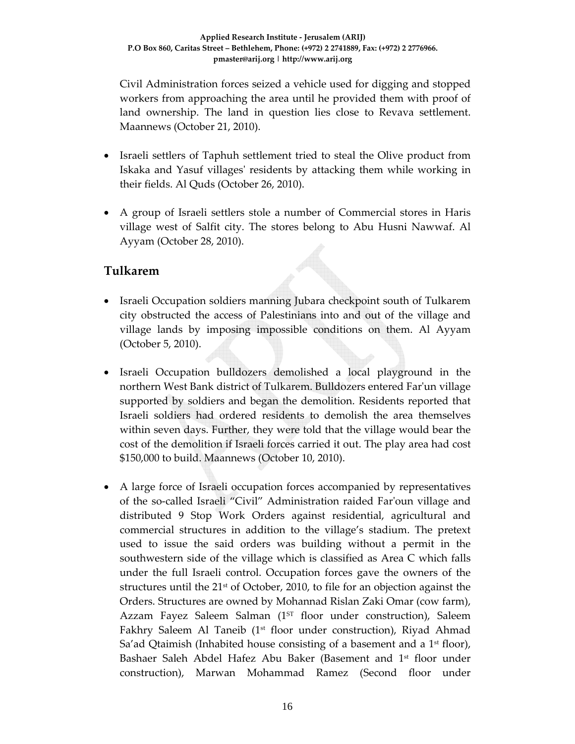Civil Administration forces seized a vehicle used for digging and stopped workers from approaching the area until he provided them with proof of land ownership. The land in question lies close to Revava settlement. Maannews (October 21, 2010).

- Israeli settlers of Taphuh settlement tried to steal the Olive product from Iskaka and Yasuf villages' residents by attacking them while working in their fields. Al Quds (October 26, 2010).

- A group of Israeli settlers stole a number of Commercial stores in Haris village west of Salfit city. The stores belong to Abu Husni Nawwaf. Al Ayyam (October 28, 2010).

## Tulkarem

- Israeli Occupation soldiers manning Jubara checkpoint south of Tulkarem city obstructed the access of Palestinians into and out of the village and village lands by imposing impossible conditions on them. Al Ayyam (October 5, 2010).

- Israeli Occupation bulldozers demolished a local playground in the northern West Bank district of Tulkarem. Bulldozers entered Far'un village supported by soldiers and began the demolition. Residents reported that Israeli soldiers had ordered residents to demolish the area themselves within seven days. Further, they were told that the village would bear the cost of the demolition if Israeli forces carried it out. The play area had cost $150,000 to build. Maannews (October 10, 2010).

- A large force of Israeli occupation forces accompanied by representatives of the so-called Israeli "Civil" Administration raided Far'oun village and distributed 9 Stop Work Orders against residential, agricultural and commercial structures in addition to the village's stadium. The pretext used to issue the said orders was building without a permit in the southwestern side of the village which is classified as Area C which falls under the full Israeli control. Occupation forces gave the owners of the structures until the 21st of October, 2010, to file for an objection against the Orders. Structures are owned by Mohannad Rislan Zaki Omar (cow farm), Azzam Fayez Saleem Salman (1ST floor under construction), Saleem Fakhry Saleem Al Taneib (1st floor under construction), Riyad Ahmad Sa'ad Qtaimish (Inhabited house consisting of a basement and a 1st floor), Bashaer Saleh Abdel Hafez Abu Baker (Basement and 1st floor under construction), Marwan Mohammad Ramez (Second floor under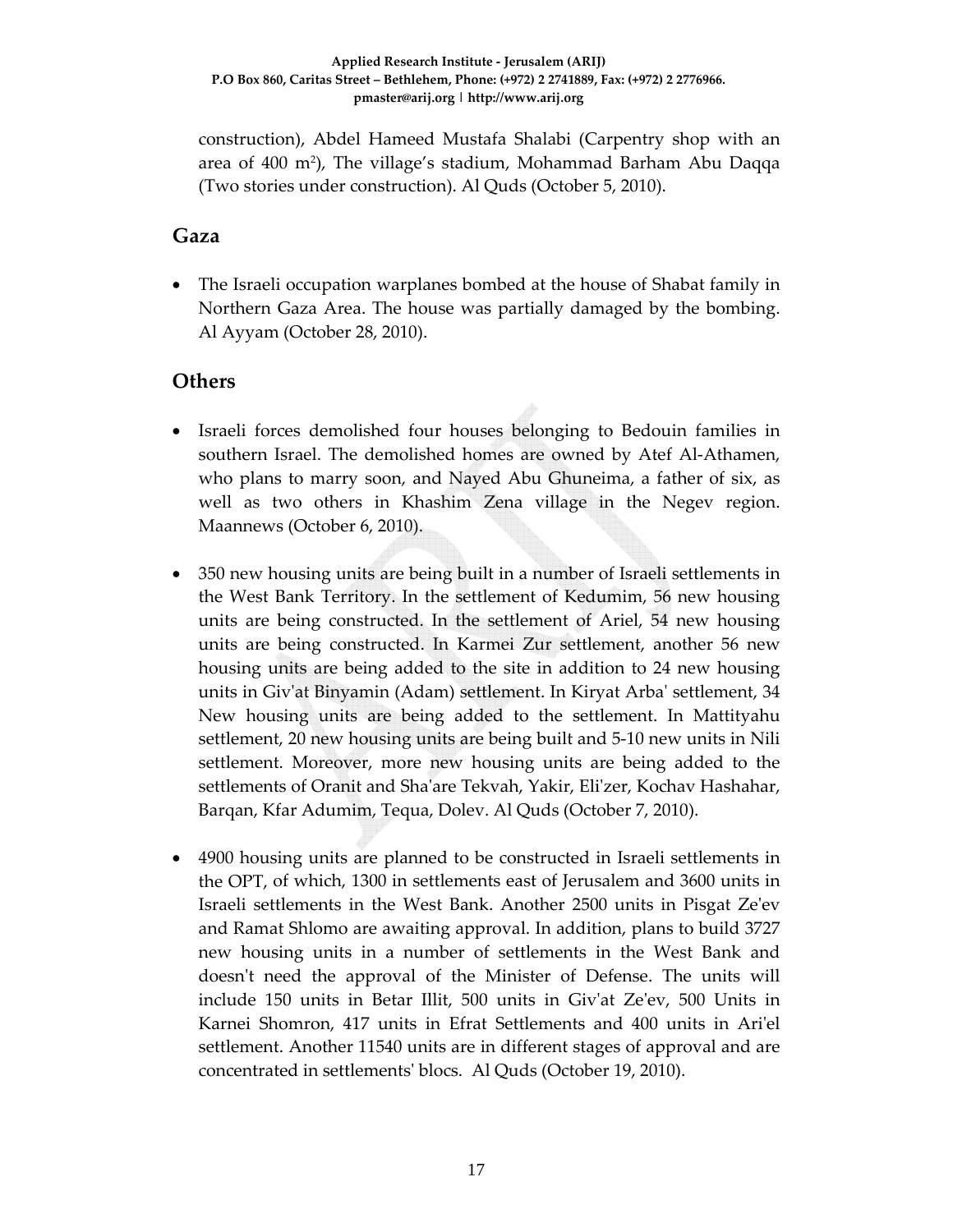construction), Abdel Hameed Mustafa Shalabi (Carpentry shop with an area of 400 $m^2$), The village's stadium, Mohammad Barham Abu Daqqa (Two stories under construction). Al Quds (October 5, 2010).

## Gaza

- The Israeli occupation warplanes bombed at the house of Shabat family in Northern Gaza Area. The house was partially damaged by the bombing. Al Ayyam (October 28, 2010).

## Others

- Israeli forces demolished four houses belonging to Bedouin families in southern Israel. The demolished homes are owned by Atef Al-Athamen, who plans to marry soon, and Nayed Abu Ghuneima, a father of six, as well as two others in Khashim Zena village in the Negev region. Maannews (October 6, 2010).

- 350 new housing units are being built in a number of Israeli settlements in the West Bank Territory. In the settlement of Kedumim, 56 new housing units are being constructed. In the settlement of Ariel, 54 new housing units are being constructed. In Karmei Zur settlement, another 56 new housing units are being added to the site in addition to 24 new housing units in Giv'at Binyamin (Adam) settlement. In Kiryat Arba' settlement, 34 New housing units are being added to the settlement. In Mattityahu settlement, 20 new housing units are being built and 5-10 new units in Nili settlement. Moreover, more new housing units are being added to the settlements of Oranit and Sha'are Tekvah, Yakir, Eli'zer, Kochav Hashahar, Barqan, Kfar Adumim, Tequa, Dolev. Al Quds (October 7, 2010).

- 4900 housing units are planned to be constructed in Israeli settlements in the OPT, of which, 1300 in settlements east of Jerusalem and 3600 units in Israeli settlements in the West Bank. Another 2500 units in Pisgat Ze'ev and Ramat Shlomo are awaiting approval. In addition, plans to build 3727 new housing units in a number of settlements in the West Bank and doesn't need the approval of the Minister of Defense. The units will include 150 units in Betar Illit, 500 units in Giv'at Ze'ev, 500 Units in Karnei Shomron, 417 units in Efrat Settlements and 400 units in Ari'el settlement. Another 11540 units are in different stages of approval and are concentrated in settlements' blocs. Al Quds (October 19, 2010).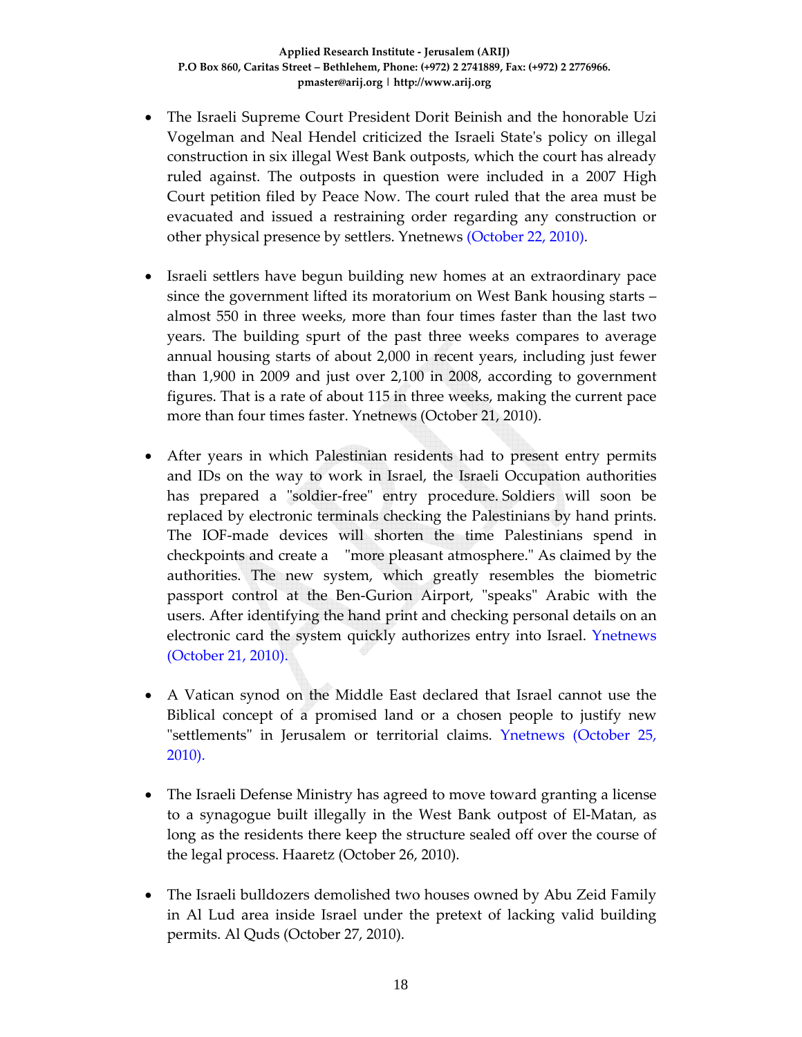- The Israeli Supreme Court President Dorit Beinish and the honorable Uzi Vogelman and Neal Hendel criticized the Israeli State's policy on illegal construction in six illegal West Bank outposts, which the court has already ruled against. The outposts in question were included in a 2007 High Court petition filed by Peace Now. The court ruled that the area must be evacuated and issued a restraining order regarding any construction or other physical presence by settlers. Ynetnews (October 22, 2010).

- Israeli settlers have begun building new homes at an extraordinary pace since the government lifted its moratorium on West Bank housing starts – almost 550 in three weeks, more than four times faster than the last two years. The building spurt of the past three weeks compares to average annual housing starts of about 2,000 in recent years, including just fewer than 1,900 in 2009 and just over 2,100 in 2008, according to government figures. That is a rate of about 115 in three weeks, making the current pace more than four times faster. Ynetnews (October 21, 2010).

- After years in which Palestinian residents had to present entry permits and IDs on the way to work in Israel, the Israeli Occupation authorities has prepared a "soldier-free" entry procedure. Soldiers will soon be replaced by electronic terminals checking the Palestinians by hand prints. The IOF-made devices will shorten the time Palestinians spend in checkpoints and create a "more pleasant atmosphere." As claimed by the authorities. The new system, which greatly resembles the biometric passport control at the Ben-Gurion Airport, "speaks" Arabic with the users. After identifying the hand print and checking personal details on an electronic card the system quickly authorizes entry into Israel. Ynetnews (October 21, 2010).

- A Vatican synod on the Middle East declared that Israel cannot use the Biblical concept of a promised land or a chosen people to justify new "settlements" in Jerusalem or territorial claims. Ynetnews (October 25, 2010).

- The Israeli Defense Ministry has agreed to move toward granting a license to a synagogue built illegally in the West Bank outpost of El-Matan, as long as the residents there keep the structure sealed off over the course of the legal process. Haaretz (October 26, 2010).

- The Israeli bulldozers demolished two houses owned by Abu Zeid Family in Al Lud area inside Israel under the pretext of lacking valid building permits. Al Quds (October 27, 2010).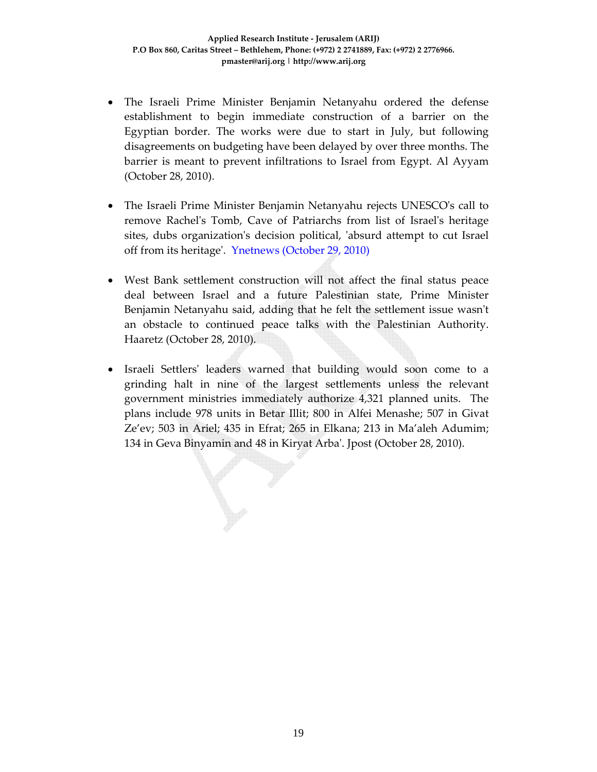- The Israeli Prime Minister Benjamin Netanyahu ordered the defense establishment to begin immediate construction of a barrier on the Egyptian border. The works were due to start in July, but following disagreements on budgeting have been delayed by over three months. The barrier is meant to prevent infiltrations to Israel from Egypt. Al Ayyam (October 28, 2010).

- The Israeli Prime Minister Benjamin Netanyahu rejects UNESCO's call to remove Rachel's Tomb, Cave of Patriarchs from list of Israel's heritage sites, dubs organization's decision political, 'absurd attempt to cut Israel off from its heritage'. Ynetnews (October 29, 2010)

- West Bank settlement construction will not affect the final status peace deal between Israel and a future Palestinian state, Prime Minister Benjamin Netanyahu said, adding that he felt the settlement issue wasn't an obstacle to continued peace talks with the Palestinian Authority. Haaretz (October 28, 2010).

- Israeli Settlers' leaders warned that building would soon come to a grinding halt in nine of the largest settlements unless the relevant government ministries immediately authorize 4,321 planned units. The plans include 978 units in Betar Illit; 800 in Alfei Menashe; 507 in Givat Ze'ev; 503 in Ariel; 435 in Efrat; 265 in Elkana; 213 in Ma'aleh Adumim; 134 in Geva Binyamin and 48 in Kiryat Arba'. Jpost (October 28, 2010).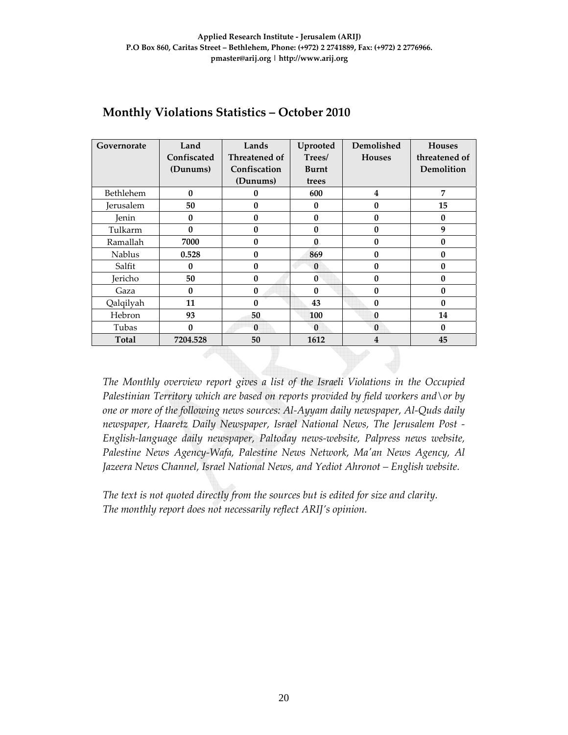Applied Research Institute - Jerusalem (ARIJ)
P.O Box 860, Caritas Street – Bethlehem, Phone: (+972) 2 2741889, Fax: (+972) 2 2776966.
pmaster@arij.org | http://www.arij.org

## Monthly Violations Statistics – October 2010

| Governorate | Land Confiscated (Dunums) | Lands Threatened of Confiscation (Dunums) | Uprooted Trees/ Burnt trees | Demolished Houses | Houses threatened of Demolition |
|---|---|---|---|---|---|
| Bethlehem | 0 | 0 | 600 | 4 | 7 |
| Jerusalem | 50 | 0 | 0 | 0 | 15 |
| Jenin | 0 | 0 | 0 | 0 | 0 |
| Tulkarm | 0 | 0 | 0 | 0 | 9 |
| Ramallah | 7000 | 0 | 0 | 0 | 0 |
| Nablus | 0.528 | 0 | 869 | 0 | 0 |
| Salfit | 0 | 0 | 0 | 0 | 0 |
| Jericho | 50 | 0 | 0 | 0 | 0 |
| Gaza | 0 | 0 | 0 | 0 | 0 |
| Qalqilyah | 11 | 0 | 43 | 0 | 0 |
| Hebron | 93 | 50 | 100 | 0 | 14 |
| Tubas | 0 | 0 | 0 | 0 | 0 |
| **Total** | **7204.528** | **50** | **1612** | **4** | **45** |

*The Monthly overview report gives a list of the Israeli Violations in the Occupied Palestinian Territory which are based on reports provided by field workers and\or by one or more of the following news sources: Al-Ayyam daily newspaper, Al-Quds daily newspaper, Haaretz Daily Newspaper, Israel National News, The Jerusalem Post - English-language daily newspaper, Paltoday news-website, Palpress news website, Palestine News Agency-Wafa, Palestine News Network, Ma'an News Agency, Al Jazeera News Channel, Israel National News, and Yediot Ahronot – English website.*

*The text is not quoted directly from the sources but is edited for size and clarity.*
*The monthly report does not necessarily reflect ARIJ's opinion.*